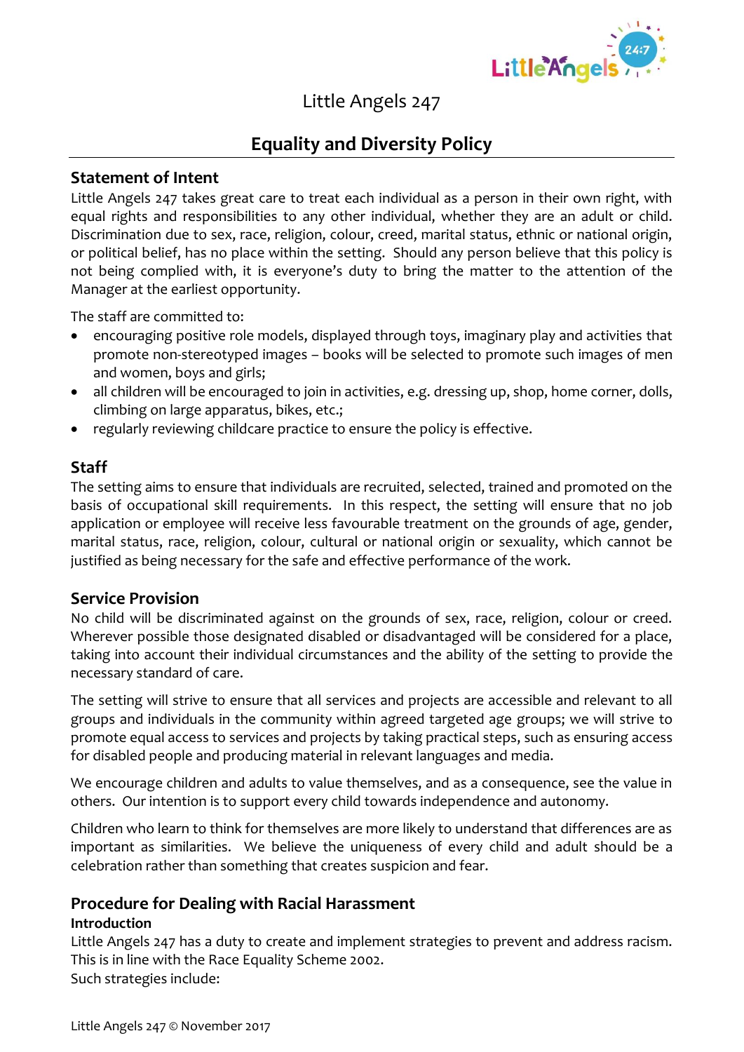Little Angels 247

# Equality and Diversity Policy

## Statement of Intent

Little Angels 247 takes great care to treat each individual as a person in their own right, with equal rights and responsibilities to any other individual, whether they are an adult or child. Discrimination due to sex, race, religion, colour, creed, marital status, ethnic or national origin, or political belief, has no place within the setting. Should any person believe that this policy is not being complied with, it is everyone's duty to bring the matter to the attention of the Manager at the earliest opportunity.

The staff are committed to:

- encouraging positive role models, displayed through toys, imaginary play and activities that promote non-stereotyped images – books will be selected to promote such images of men and women, boys and girls;
- all children will be encouraged to join in activities, e.g. dressing up, shop, home corner, dolls, climbing on large apparatus, bikes, etc.;
- regularly reviewing childcare practice to ensure the policy is effective.

## Staff

The setting aims to ensure that individuals are recruited, selected, trained and promoted on the basis of occupational skill requirements. In this respect, the setting will ensure that no job application or employee will receive less favourable treatment on the grounds of age, gender, marital status, race, religion, colour, cultural or national origin or sexuality, which cannot be justified as being necessary for the safe and effective performance of the work.

## Service Provision

No child will be discriminated against on the grounds of sex, race, religion, colour or creed. Wherever possible those designated disabled or disadvantaged will be considered for a place, taking into account their individual circumstances and the ability of the setting to provide the necessary standard of care.

The setting will strive to ensure that all services and projects are accessible and relevant to all groups and individuals in the community within agreed targeted age groups; we will strive to promote equal access to services and projects by taking practical steps, such as ensuring access for disabled people and producing material in relevant languages and media.

We encourage children and adults to value themselves, and as a consequence, see the value in others. Our intention is to support every child towards independence and autonomy.

Children who learn to think for themselves are more likely to understand that differences are as important as similarities. We believe the uniqueness of every child and adult should be a celebration rather than something that creates suspicion and fear.

## Procedure for Dealing with Racial Harassment

### Introduction

Little Angels 247 has a duty to create and implement strategies to prevent and address racism. This is in line with the Race Equality Scheme 2002.
Such strategies include: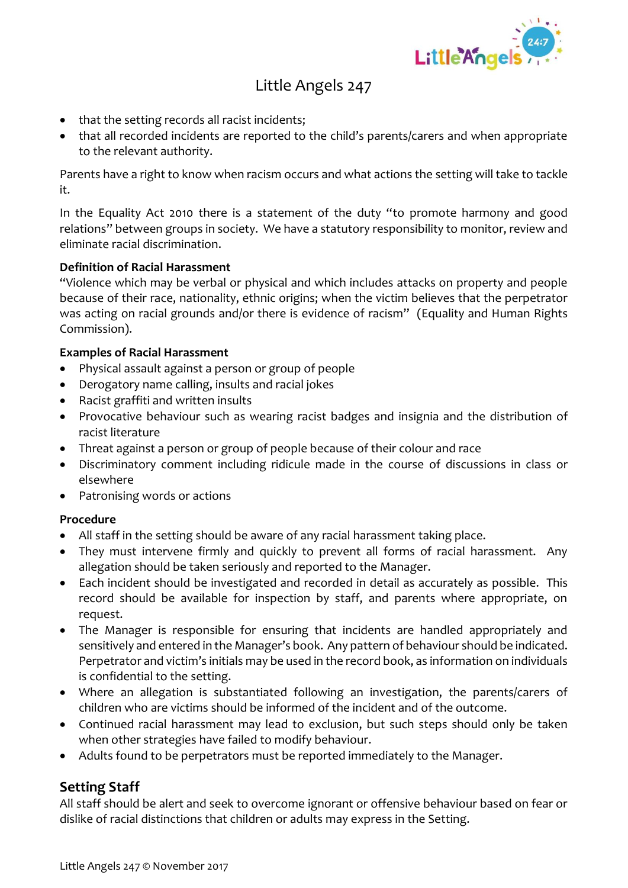- that the setting records all racist incidents;
- that all recorded incidents are reported to the child's parents/carers and when appropriate to the relevant authority.

Parents have a right to know when racism occurs and what actions the setting will take to tackle it.

In the Equality Act 2010 there is a statement of the duty "to promote harmony and good relations" between groups in society. We have a statutory responsibility to monitor, review and eliminate racial discrimination.

**Definition of Racial Harassment**
"Violence which may be verbal or physical and which includes attacks on property and people because of their race, nationality, ethnic origins; when the victim believes that the perpetrator was acting on racial grounds and/or there is evidence of racism" (Equality and Human Rights Commission).

**Examples of Racial Harassment**

- Physical assault against a person or group of people
- Derogatory name calling, insults and racial jokes
- Racist graffiti and written insults
- Provocative behaviour such as wearing racist badges and insignia and the distribution of racist literature
- Threat against a person or group of people because of their colour and race
- Discriminatory comment including ridicule made in the course of discussions in class or elsewhere
- Patronising words or actions

**Procedure**

- All staff in the setting should be aware of any racial harassment taking place.
- They must intervene firmly and quickly to prevent all forms of racial harassment. Any allegation should be taken seriously and reported to the Manager.
- Each incident should be investigated and recorded in detail as accurately as possible. This record should be available for inspection by staff, and parents where appropriate, on request.
- The Manager is responsible for ensuring that incidents are handled appropriately and sensitively and entered in the Manager's book. Any pattern of behaviour should be indicated. Perpetrator and victim's initials may be used in the record book, as information on individuals is confidential to the setting.
- Where an allegation is substantiated following an investigation, the parents/carers of children who are victims should be informed of the incident and of the outcome.
- Continued racial harassment may lead to exclusion, but such steps should only be taken when other strategies have failed to modify behaviour.
- Adults found to be perpetrators must be reported immediately to the Manager.

## Setting Staff

All staff should be alert and seek to overcome ignorant or offensive behaviour based on fear or dislike of racial distinctions that children or adults may express in the Setting.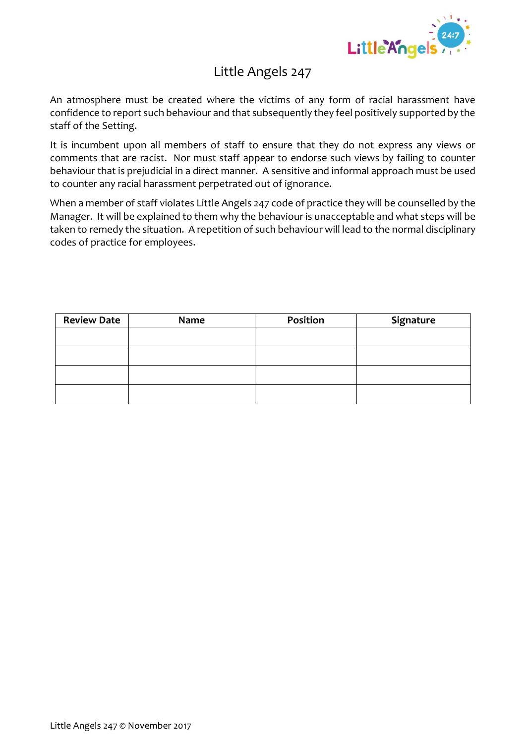An atmosphere must be created where the victims of any form of racial harassment have confidence to report such behaviour and that subsequently they feel positively supported by the staff of the Setting.

It is incumbent upon all members of staff to ensure that they do not express any views or comments that are racist. Nor must staff appear to endorse such views by failing to counter behaviour that is prejudicial in a direct manner. A sensitive and informal approach must be used to counter any racial harassment perpetrated out of ignorance.

When a member of staff violates Little Angels 247 code of practice they will be counselled by the Manager. It will be explained to them why the behaviour is unacceptable and what steps will be taken to remedy the situation. A repetition of such behaviour will lead to the normal disciplinary codes of practice for employees.

| **Review Date** | **Name** | **Position** | **Signature** |
|---|---|---|---|
| | | | |
| | | | |
| | | | |
| | | | |